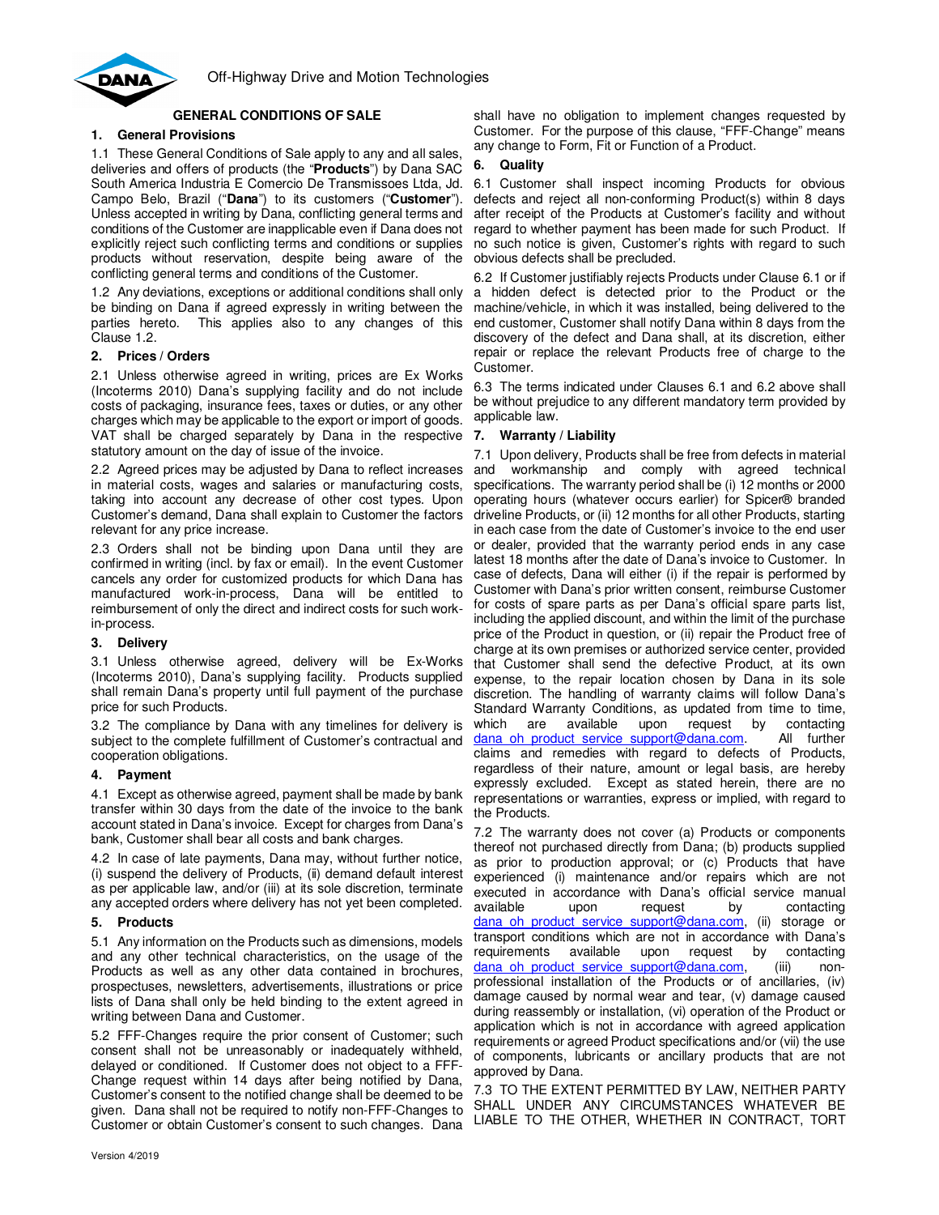Off-Highway Drive and Motion Technologies

## GENERAL CONDITIONS OF SALE

### 1. General Provisions

1.1 These General Conditions of Sale apply to any and all sales, deliveries and offers of products (the "**Products**") by Dana SAC South America Industria E Comercio De Transmissoes Ltda, Jd. Campo Belo, Brazil ("**Dana**") to its customers ("**Customer**"). Unless accepted in writing by Dana, conflicting general terms and conditions of the Customer are inapplicable even if Dana does not explicitly reject such conflicting terms and conditions or supplies products without reservation, despite being aware of the conflicting general terms and conditions of the Customer.

1.2 Any deviations, exceptions or additional conditions shall only be binding on Dana if agreed expressly in writing between the parties hereto. This applies also to any changes of this Clause 1.2.

### 2. Prices / Orders

2.1 Unless otherwise agreed in writing, prices are Ex Works (Incoterms 2010) Dana's supplying facility and do not include costs of packaging, insurance fees, taxes or duties, or any other charges which may be applicable to the export or import of goods. VAT shall be charged separately by Dana in the respective statutory amount on the day of issue of the invoice.

2.2 Agreed prices may be adjusted by Dana to reflect increases in material costs, wages and salaries or manufacturing costs, taking into account any decrease of other cost types. Upon Customer's demand, Dana shall explain to Customer the factors relevant for any price increase.

2.3 Orders shall not be binding upon Dana until they are confirmed in writing (incl. by fax or email). In the event Customer cancels any order for customized products for which Dana has manufactured work-in-process, Dana will be entitled to reimbursement of only the direct and indirect costs for such work-in-process.

### 3. Delivery

3.1 Unless otherwise agreed, delivery will be Ex-Works (Incoterms 2010), Dana's supplying facility. Products supplied shall remain Dana's property until full payment of the purchase price for such Products.

3.2 The compliance by Dana with any timelines for delivery is subject to the complete fulfillment of Customer's contractual and cooperation obligations.

### 4. Payment

4.1 Except as otherwise agreed, payment shall be made by bank transfer within 30 days from the date of the invoice to the bank account stated in Dana's invoice. Except for charges from Dana's bank, Customer shall bear all costs and bank charges.

4.2 In case of late payments, Dana may, without further notice, (i) suspend the delivery of Products, (ii) demand default interest as per applicable law, and/or (iii) at its sole discretion, terminate any accepted orders where delivery has not yet been completed.

### 5. Products

5.1 Any information on the Products such as dimensions, models and any other technical characteristics, on the usage of the Products as well as any other data contained in brochures, prospectuses, newsletters, advertisements, illustrations or price lists of Dana shall only be held binding to the extent agreed in writing between Dana and Customer.

5.2 FFF-Changes require the prior consent of Customer; such consent shall not be unreasonably or inadequately withheld, delayed or conditioned. If Customer does not object to a FFF-Change request within 14 days after being notified by Dana, Customer's consent to the notified change shall be deemed to be given. Dana shall not be required to notify non-FFF-Changes to Customer or obtain Customer's consent to such changes. Dana shall have no obligation to implement changes requested by Customer. For the purpose of this clause, "FFF-Change" means any change to Form, Fit or Function of a Product.

### 6. Quality

6.1 Customer shall inspect incoming Products for obvious defects and reject all non-conforming Product(s) within 8 days after receipt of the Products at Customer's facility and without regard to whether payment has been made for such Product. If no such notice is given, Customer's rights with regard to such obvious defects shall be precluded.

6.2 If Customer justifiably rejects Products under Clause 6.1 or if a hidden defect is detected prior to the Product or the machine/vehicle, in which it was installed, being delivered to the end customer, Customer shall notify Dana within 8 days from the discovery of the defect and Dana shall, at its discretion, either repair or replace the relevant Products free of charge to the Customer.

6.3 The terms indicated under Clauses 6.1 and 6.2 above shall be without prejudice to any different mandatory term provided by applicable law.

### 7. Warranty / Liability

7.1 Upon delivery, Products shall be free from defects in material and workmanship and comply with agreed technical specifications. The warranty period shall be (i) 12 months or 2000 operating hours (whatever occurs earlier) for Spicer® branded driveline Products, or (ii) 12 months for all other Products, starting in each case from the date of Customer's invoice to the end user or dealer, provided that the warranty period ends in any case latest 18 months after the date of Dana's invoice to Customer. In case of defects, Dana will either (i) if the repair is performed by Customer with Dana's prior written consent, reimburse Customer for costs of spare parts as per Dana's official spare parts list, including the applied discount, and within the limit of the purchase price of the Product in question, or (ii) repair the Product free of charge at its own premises or authorized service center, provided that Customer shall send the defective Product, at its own expense, to the repair location chosen by Dana in its sole discretion. The handling of warranty claims will follow Dana's Standard Warranty Conditions, as updated from time to time, which are available upon request by contacting dana_oh_product_service_support@dana.com. All further claims and remedies with regard to defects of Products, regardless of their nature, amount or legal basis, are hereby expressly excluded. Except as stated herein, there are no representations or warranties, express or implied, with regard to the Products.

7.2 The warranty does not cover (a) Products or components thereof not purchased directly from Dana; (b) products supplied as prior to production approval; or (c) Products that have experienced (i) maintenance and/or repairs which are not executed in accordance with Dana's official service manual available upon request by contacting dana_oh_product_service_support@dana.com, (ii) storage or transport conditions which are not in accordance with Dana's requirements available upon request by contacting dana_oh_product_service_support@dana.com, (iii) non-professional installation of the Products or of ancillaries, (iv) damage caused by normal wear and tear, (v) damage caused during reassembly or installation, (vi) operation of the Product or application which is not in accordance with agreed application requirements or agreed Product specifications and/or (vii) the use of components, lubricants or ancillary products that are not approved by Dana.

7.3 TO THE EXTENT PERMITTED BY LAW, NEITHER PARTY SHALL UNDER ANY CIRCUMSTANCES WHATEVER BE LIABLE TO THE OTHER, WHETHER IN CONTRACT, TORT

Version 4/2019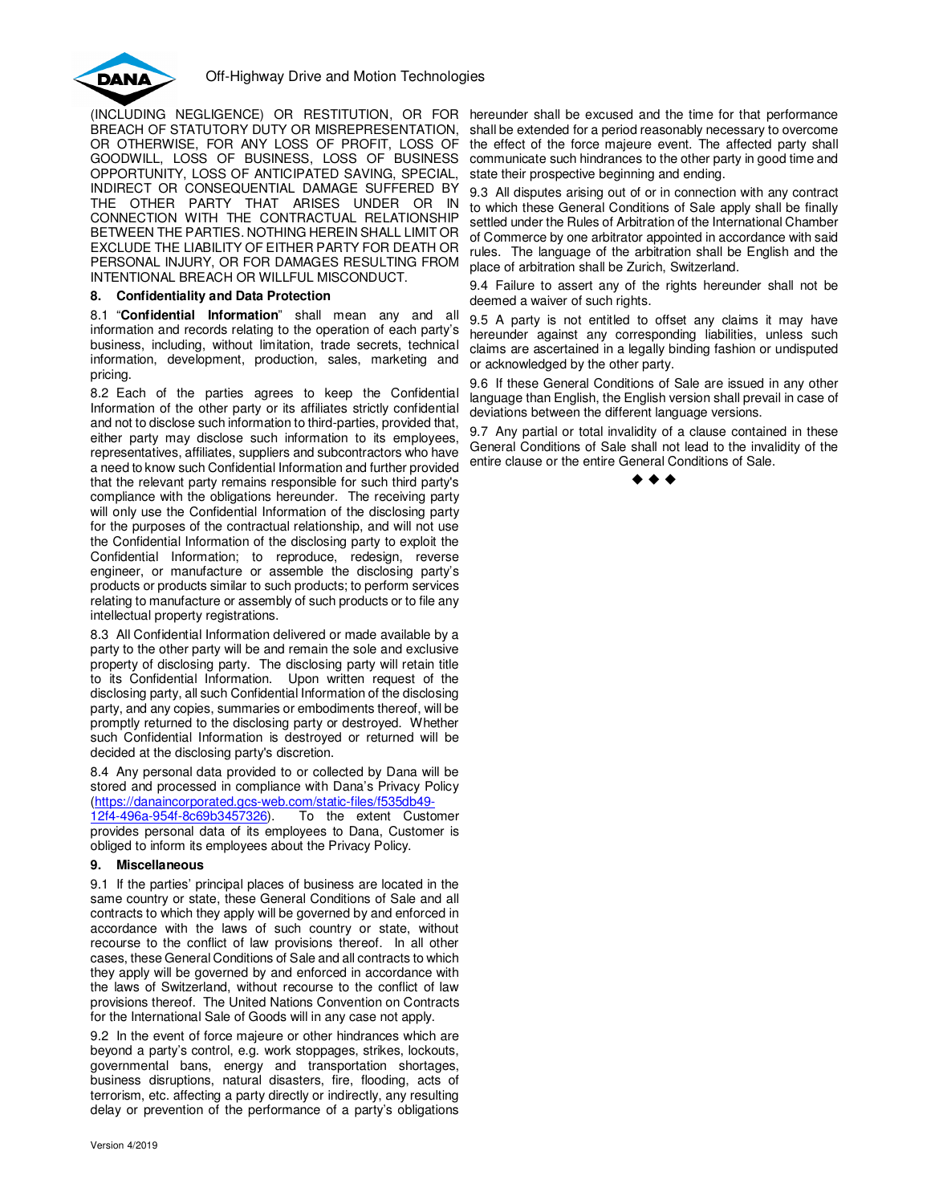(INCLUDING NEGLIGENCE) OR RESTITUTION, OR FOR BREACH OF STATUTORY DUTY OR MISREPRESENTATION, OR OTHERWISE, FOR ANY LOSS OF PROFIT, LOSS OF GOODWILL, LOSS OF BUSINESS, LOSS OF BUSINESS OPPORTUNITY, LOSS OF ANTICIPATED SAVING, SPECIAL, INDIRECT OR CONSEQUENTIAL DAMAGE SUFFERED BY THE OTHER PARTY THAT ARISES UNDER OR IN CONNECTION WITH THE CONTRACTUAL RELATIONSHIP BETWEEN THE PARTIES. NOTHING HEREIN SHALL LIMIT OR EXCLUDE THE LIABILITY OF EITHER PARTY FOR DEATH OR PERSONAL INJURY, OR FOR DAMAGES RESULTING FROM INTENTIONAL BREACH OR WILLFUL MISCONDUCT.

### 8. Confidentiality and Data Protection

8.1 "**Confidential Information**" shall mean any and all information and records relating to the operation of each party's business, including, without limitation, trade secrets, technical information, development, production, sales, marketing and pricing.

8.2 Each of the parties agrees to keep the Confidential Information of the other party or its affiliates strictly confidential and not to disclose such information to third-parties, provided that, either party may disclose such information to its employees, representatives, affiliates, suppliers and subcontractors who have a need to know such Confidential Information and further provided that the relevant party remains responsible for such third party's compliance with the obligations hereunder. The receiving party will only use the Confidential Information of the disclosing party for the purposes of the contractual relationship, and will not use the Confidential Information of the disclosing party to exploit the Confidential Information; to reproduce, redesign, reverse engineer, or manufacture or assemble the disclosing party's products or products similar to such products; to perform services relating to manufacture or assembly of such products or to file any intellectual property registrations.

8.3 All Confidential Information delivered or made available by a party to the other party will be and remain the sole and exclusive property of disclosing party. The disclosing party will retain title to its Confidential Information. Upon written request of the disclosing party, all such Confidential Information of the disclosing party, and any copies, summaries or embodiments thereof, will be promptly returned to the disclosing party or destroyed. Whether such Confidential Information is destroyed or returned will be decided at the disclosing party's discretion.

8.4 Any personal data provided to or collected by Dana will be stored and processed in compliance with Dana's Privacy Policy (https://danaincorporated.gcs-web.com/static-files/f535db49-12f4-496a-954f-8c69b3457326). To the extent Customer provides personal data of its employees to Dana, Customer is obliged to inform its employees about the Privacy Policy.

### 9. Miscellaneous

9.1 If the parties' principal places of business are located in the same country or state, these General Conditions of Sale and all contracts to which they apply will be governed by and enforced in accordance with the laws of such country or state, without recourse to the conflict of law provisions thereof. In all other cases, these General Conditions of Sale and all contracts to which they apply will be governed by and enforced in accordance with the laws of Switzerland, without recourse to the conflict of law provisions thereof. The United Nations Convention on Contracts for the International Sale of Goods will in any case not apply.

9.2 In the event of force majeure or other hindrances which are beyond a party's control, e.g. work stoppages, strikes, lockouts, governmental bans, energy and transportation shortages, business disruptions, natural disasters, fire, flooding, acts of terrorism, etc. affecting a party directly or indirectly, any resulting delay or prevention of the performance of a party's obligations hereunder shall be excused and the time for that performance shall be extended for a period reasonably necessary to overcome the effect of the force majeure event. The affected party shall communicate such hindrances to the other party in good time and state their prospective beginning and ending.

9.3 All disputes arising out of or in connection with any contract to which these General Conditions of Sale apply shall be finally settled under the Rules of Arbitration of the International Chamber of Commerce by one arbitrator appointed in accordance with said rules. The language of the arbitration shall be English and the place of arbitration shall be Zurich, Switzerland.

9.4 Failure to assert any of the rights hereunder shall not be deemed a waiver of such rights.

9.5 A party is not entitled to offset any claims it may have hereunder against any corresponding liabilities, unless such claims are ascertained in a legally binding fashion or undisputed or acknowledged by the other party.

9.6 If these General Conditions of Sale are issued in any other language than English, the English version shall prevail in case of deviations between the different language versions.

9.7 Any partial or total invalidity of a clause contained in these General Conditions of Sale shall not lead to the invalidity of the entire clause or the entire General Conditions of Sale.

◆ ◆ ◆